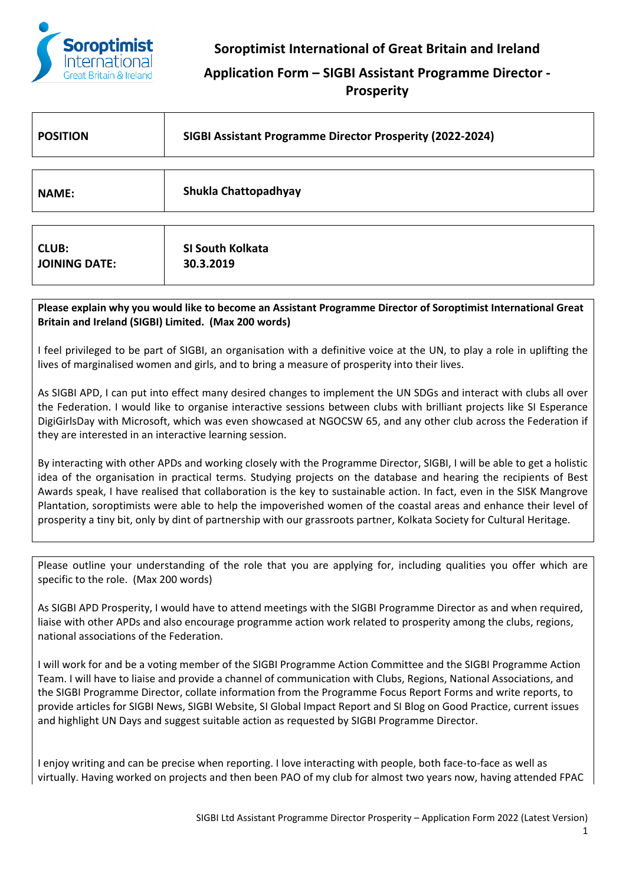# Soroptimist International of Great Britain and Ireland

## Application Form – SIGBI Assistant Programme Director - Prosperity

| **POSITION** | **SIGBI Assistant Programme Director Prosperity (2022-2024)** |
|---|---|

| **NAME:** | **Shukla Chattopadhyay** |
|---|---|

| **CLUB:**<br>**JOINING DATE:** | **SI South Kolkata**<br>**30.3.2019** |
|---|---|

**Please explain why you would like to become an Assistant Programme Director of Soroptimist International Great Britain and Ireland (SIGBI) Limited. (Max 200 words)**

I feel privileged to be part of SIGBI, an organisation with a definitive voice at the UN, to play a role in uplifting the lives of marginalised women and girls, and to bring a measure of prosperity into their lives.

As SIGBI APD, I can put into effect many desired changes to implement the UN SDGs and interact with clubs all over the Federation. I would like to organise interactive sessions between clubs with brilliant projects like SI Esperance DigiGirlsDay with Microsoft, which was even showcased at NGOCSW 65, and any other club across the Federation if they are interested in an interactive learning session.

By interacting with other APDs and working closely with the Programme Director, SIGBI, I will be able to get a holistic idea of the organisation in practical terms. Studying projects on the database and hearing the recipients of Best Awards speak, I have realised that collaboration is the key to sustainable action. In fact, even in the SISK Mangrove Plantation, soroptimists were able to help the impoverished women of the coastal areas and enhance their level of prosperity a tiny bit, only by dint of partnership with our grassroots partner, Kolkata Society for Cultural Heritage.

Please outline your understanding of the role that you are applying for, including qualities you offer which are specific to the role. (Max 200 words)

As SIGBI APD Prosperity, I would have to attend meetings with the SIGBI Programme Director as and when required, liaise with other APDs and also encourage programme action work related to prosperity among the clubs, regions, national associations of the Federation.

I will work for and be a voting member of the SIGBI Programme Action Committee and the SIGBI Programme Action Team. I will have to liaise and provide a channel of communication with Clubs, Regions, National Associations, and the SIGBI Programme Director, collate information from the Programme Focus Report Forms and write reports, to provide articles for SIGBI News, SIGBI Website, SI Global Impact Report and SI Blog on Good Practice, current issues and highlight UN Days and suggest suitable action as requested by SIGBI Programme Director.

I enjoy writing and can be precise when reporting. I love interacting with people, both face-to-face as well as virtually. Having worked on projects and then been PAO of my club for almost two years now, having attended FPAC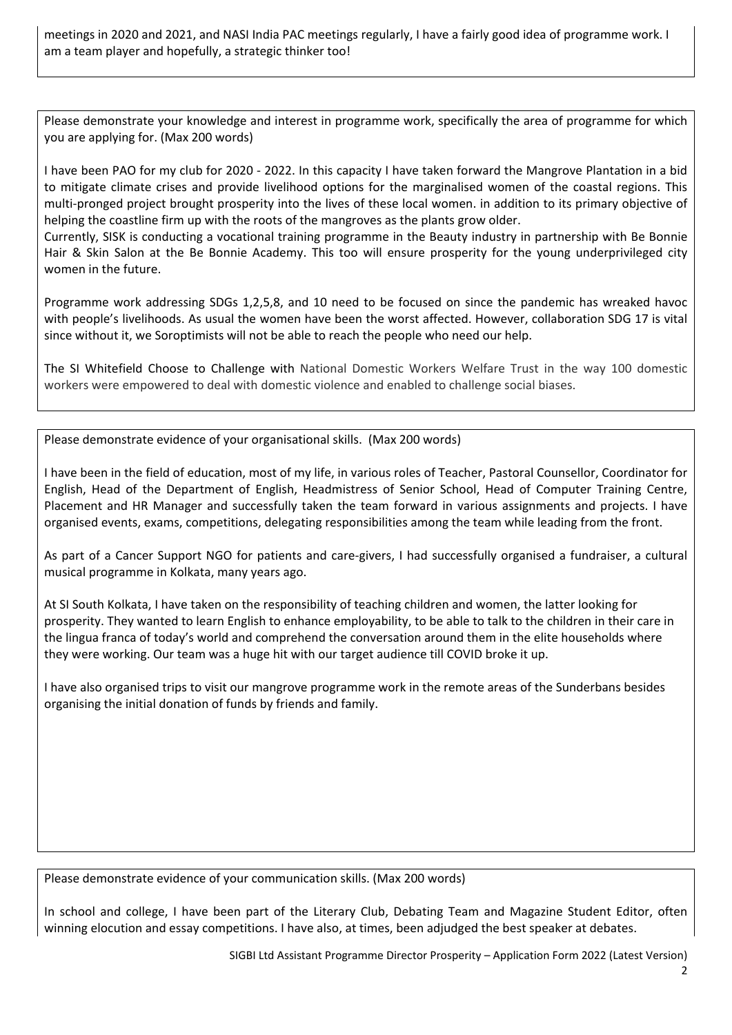meetings in 2020 and 2021, and NASI India PAC meetings regularly, I have a fairly good idea of programme work. I am a team player and hopefully, a strategic thinker too!

Please demonstrate your knowledge and interest in programme work, specifically the area of programme for which you are applying for. (Max 200 words)

I have been PAO for my club for 2020 - 2022. In this capacity I have taken forward the Mangrove Plantation in a bid to mitigate climate crises and provide livelihood options for the marginalised women of the coastal regions. This multi-pronged project brought prosperity into the lives of these local women. in addition to its primary objective of helping the coastline firm up with the roots of the mangroves as the plants grow older.

Currently, SISK is conducting a vocational training programme in the Beauty industry in partnership with Be Bonnie Hair & Skin Salon at the Be Bonnie Academy. This too will ensure prosperity for the young underprivileged city women in the future.

Programme work addressing SDGs 1,2,5,8, and 10 need to be focused on since the pandemic has wreaked havoc with people's livelihoods. As usual the women have been the worst affected. However, collaboration SDG 17 is vital since without it, we Soroptimists will not be able to reach the people who need our help.

The SI Whitefield Choose to Challenge with National Domestic Workers Welfare Trust in the way 100 domestic workers were empowered to deal with domestic violence and enabled to challenge social biases.

Please demonstrate evidence of your organisational skills. (Max 200 words)

I have been in the field of education, most of my life, in various roles of Teacher, Pastoral Counsellor, Coordinator for English, Head of the Department of English, Headmistress of Senior School, Head of Computer Training Centre, Placement and HR Manager and successfully taken the team forward in various assignments and projects. I have organised events, exams, competitions, delegating responsibilities among the team while leading from the front.

As part of a Cancer Support NGO for patients and care-givers, I had successfully organised a fundraiser, a cultural musical programme in Kolkata, many years ago.

At SI South Kolkata, I have taken on the responsibility of teaching children and women, the latter looking for prosperity. They wanted to learn English to enhance employability, to be able to talk to the children in their care in the lingua franca of today's world and comprehend the conversation around them in the elite households where they were working. Our team was a huge hit with our target audience till COVID broke it up.

I have also organised trips to visit our mangrove programme work in the remote areas of the Sunderbans besides organising the initial donation of funds by friends and family.

Please demonstrate evidence of your communication skills. (Max 200 words)

In school and college, I have been part of the Literary Club, Debating Team and Magazine Student Editor, often winning elocution and essay competitions. I have also, at times, been adjudged the best speaker at debates.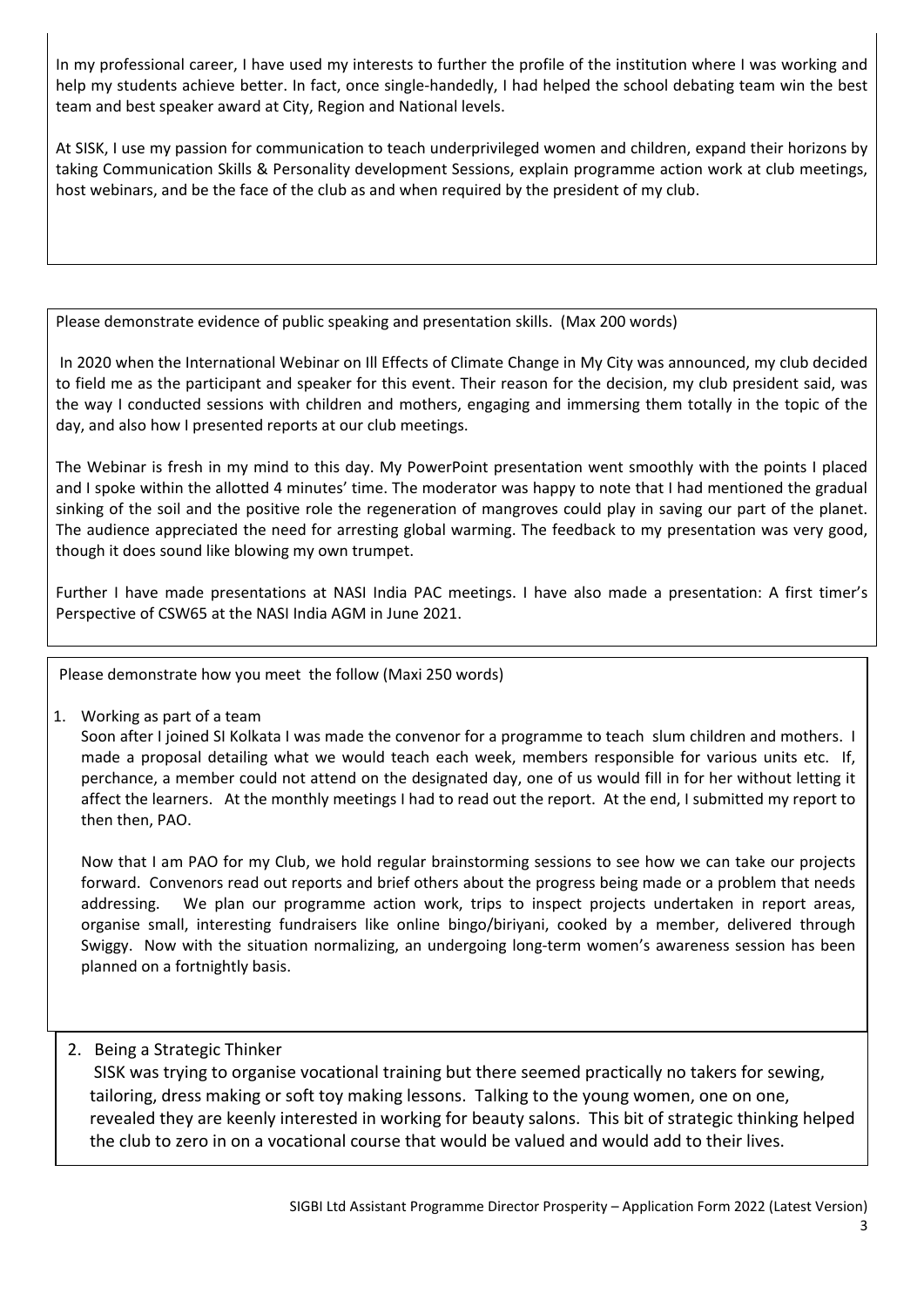In my professional career, I have used my interests to further the profile of the institution where I was working and help my students achieve better. In fact, once single-handedly, I had helped the school debating team win the best team and best speaker award at City, Region and National levels.

At SISK, I use my passion for communication to teach underprivileged women and children, expand their horizons by taking Communication Skills & Personality development Sessions, explain programme action work at club meetings, host webinars, and be the face of the club as and when required by the president of my club.

Please demonstrate evidence of public speaking and presentation skills. (Max 200 words)

In 2020 when the International Webinar on Ill Effects of Climate Change in My City was announced, my club decided to field me as the participant and speaker for this event. Their reason for the decision, my club president said, was the way I conducted sessions with children and mothers, engaging and immersing them totally in the topic of the day, and also how I presented reports at our club meetings.

The Webinar is fresh in my mind to this day. My PowerPoint presentation went smoothly with the points I placed and I spoke within the allotted 4 minutes' time. The moderator was happy to note that I had mentioned the gradual sinking of the soil and the positive role the regeneration of mangroves could play in saving our part of the planet. The audience appreciated the need for arresting global warming. The feedback to my presentation was very good, though it does sound like blowing my own trumpet.

Further I have made presentations at NASI India PAC meetings. I have also made a presentation: A first timer's Perspective of CSW65 at the NASI India AGM in June 2021.

Please demonstrate how you meet the follow (Maxi 250 words)

1. Working as part of a team

   Soon after I joined SI Kolkata I was made the convenor for a programme to teach slum children and mothers. I made a proposal detailing what we would teach each week, members responsible for various units etc. If, perchance, a member could not attend on the designated day, one of us would fill in for her without letting it affect the learners. At the monthly meetings I had to read out the report. At the end, I submitted my report to then then, PAO.

   Now that I am PAO for my Club, we hold regular brainstorming sessions to see how we can take our projects forward. Convenors read out reports and brief others about the progress being made or a problem that needs addressing. We plan our programme action work, trips to inspect projects undertaken in report areas, organise small, interesting fundraisers like online bingo/biriyani, cooked by a member, delivered through Swiggy. Now with the situation normalizing, an undergoing long-term women's awareness session has been planned on a fortnightly basis.

2. Being a Strategic Thinker

   SISK was trying to organise vocational training but there seemed practically no takers for sewing, tailoring, dress making or soft toy making lessons. Talking to the young women, one on one, revealed they are keenly interested in working for beauty salons. This bit of strategic thinking helped the club to zero in on a vocational course that would be valued and would add to their lives.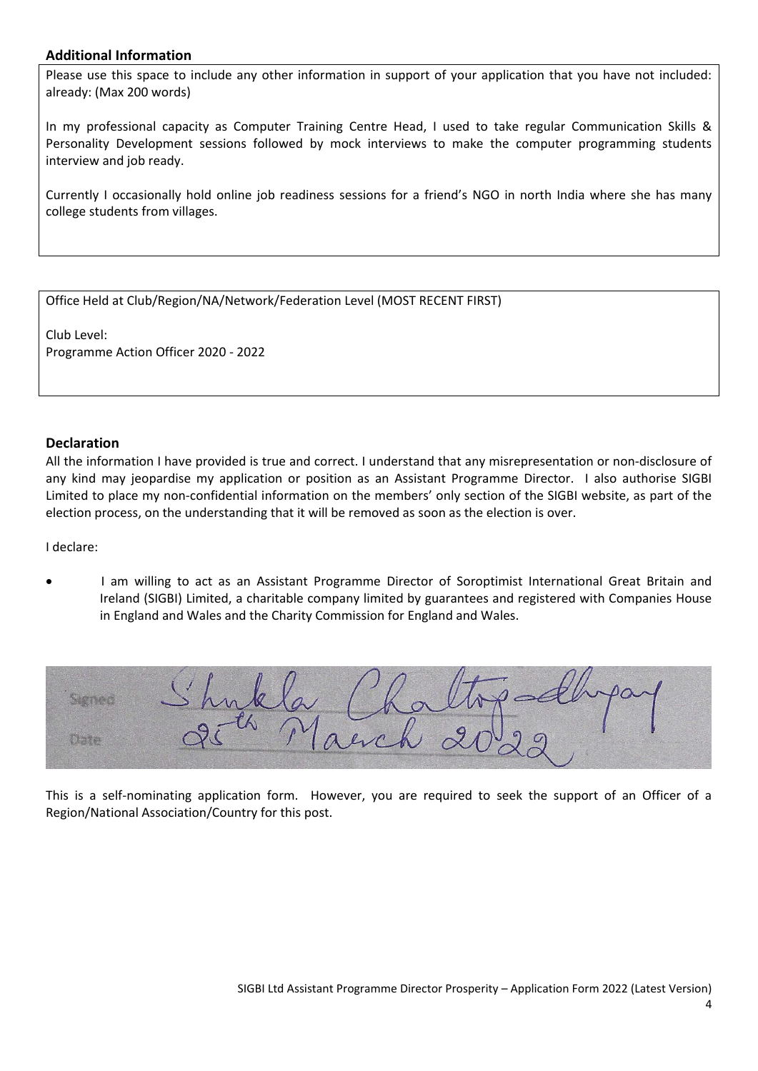## Additional Information

Please use this space to include any other information in support of your application that you have not included: already: (Max 200 words)

In my professional capacity as Computer Training Centre Head, I used to take regular Communication Skills & Personality Development sessions followed by mock interviews to make the computer programming students interview and job ready.

Currently I occasionally hold online job readiness sessions for a friend's NGO in north India where she has many college students from villages.

Office Held at Club/Region/NA/Network/Federation Level (MOST RECENT FIRST)

Club Level:
Programme Action Officer 2020 - 2022

## Declaration

All the information I have provided is true and correct. I understand that any misrepresentation or non-disclosure of any kind may jeopardise my application or position as an Assistant Programme Director. I also authorise SIGBI Limited to place my non-confidential information on the members' only section of the SIGBI website, as part of the election process, on the understanding that it will be removed as soon as the election is over.

I declare:

- I am willing to act as an Assistant Programme Director of Soroptimist International Great Britain and Ireland (SIGBI) Limited, a charitable company limited by guarantees and registered with Companies House in England and Wales and the Charity Commission for England and Wales.

Signed: Shukla Chattopadhyay

Date: 25th March 2022

This is a self-nominating application form. However, you are required to seek the support of an Officer of a Region/National Association/Country for this post.

SIGBI Ltd Assistant Programme Director Prosperity – Application Form 2022 (Latest Version)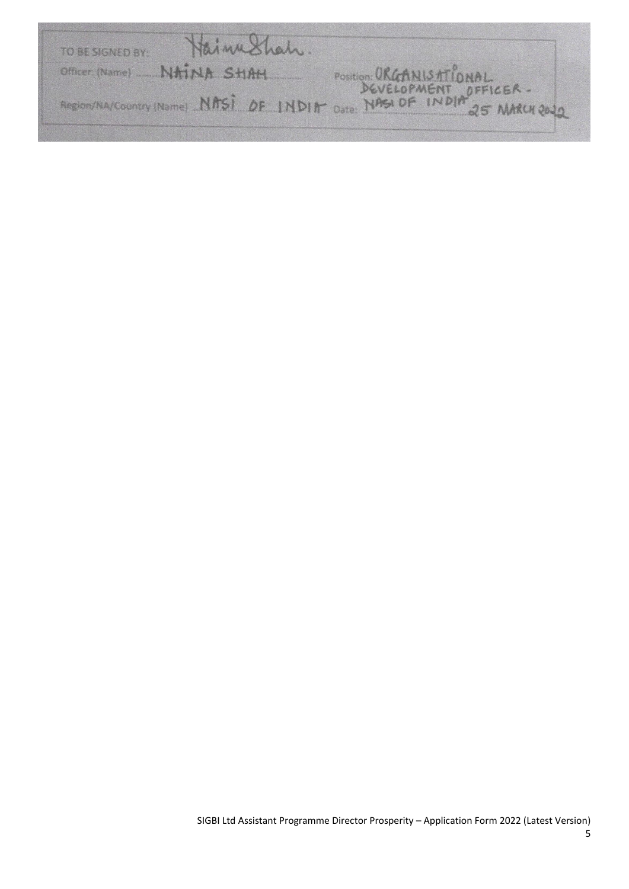TO BE SIGNED BY: Naina Shah.

Officer: (Name) NAINA SHAH Position: ORGANISATIONAL DEVELOPMENT OFFICER - NASI OF INDIA

Region/NA/Country (Name) NASI OF INDIA Date: 25 MARCH 2022